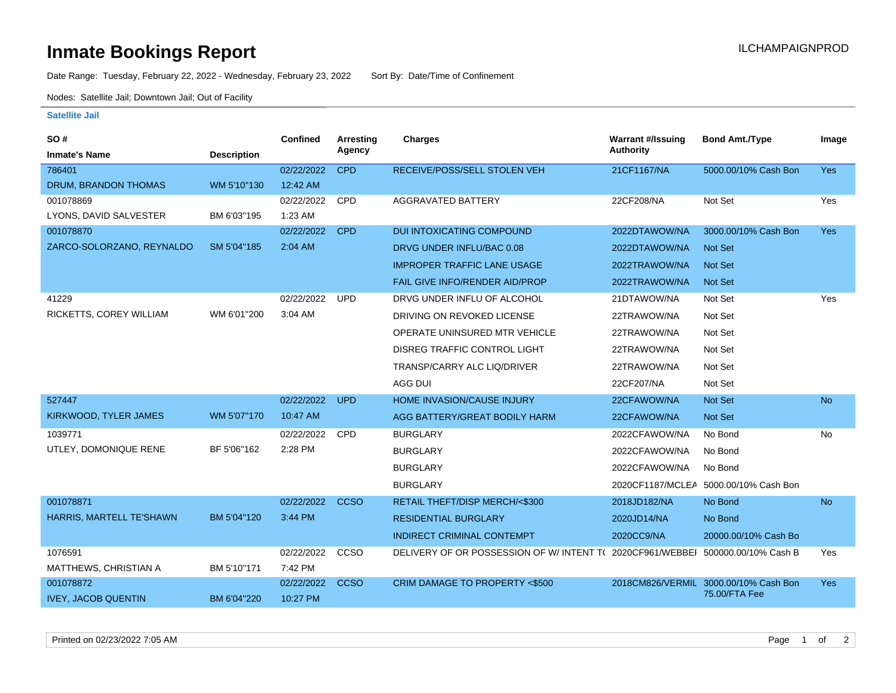# Inmate Bookings Report

ILCHAMPAIGNPROD

Date Range: Tuesday, February 22, 2022 - Wednesday, February 23, 2022    Sort By: Date/Time of Confinement

Nodes: Satellite Jail; Downtown Jail; Out of Facility

### Satellite Jail

| SO # / Inmate's Name | Description | Confined | Arresting Agency | Charges | Warrant #/Issuing Authority | Bond Amt./Type | Image |
|---|---|---|---|---|---|---|---|
| 786401 DRUM, BRANDON THOMAS | WM 5'10"130 | 02/22/2022 12:42 AM | CPD | RECEIVE/POSS/SELL STOLEN VEH | 21CF1167/NA | 5000.00/10% Cash Bon | Yes |
| 001078869 LYONS, DAVID SALVESTER | BM 6'03"195 | 02/22/2022 1:23 AM | CPD | AGGRAVATED BATTERY | 22CF208/NA | Not Set | Yes |
| 001078870 ZARCO-SOLORZANO, REYNALDO | SM 5'04"185 | 02/22/2022 2:04 AM | CPD | DUI INTOXICATING COMPOUND | 2022DTAWOW/NA | 3000.00/10% Cash Bon | Yes |
| | | | | DRVG UNDER INFLU/BAC 0.08 | 2022DTAWOW/NA | Not Set | |
| | | | | IMPROPER TRAFFIC LANE USAGE | 2022TRAWOW/NA | Not Set | |
| | | | | FAIL GIVE INFO/RENDER AID/PROP | 2022TRAWOW/NA | Not Set | |
| 41229 RICKETTS, COREY WILLIAM | WM 6'01"200 | 02/22/2022 3:04 AM | UPD | DRVG UNDER INFLU OF ALCOHOL | 21DTAWOW/NA | Not Set | Yes |
| | | | | DRIVING ON REVOKED LICENSE | 22TRAWOW/NA | Not Set | |
| | | | | OPERATE UNINSURED MTR VEHICLE | 22TRAWOW/NA | Not Set | |
| | | | | DISREG TRAFFIC CONTROL LIGHT | 22TRAWOW/NA | Not Set | |
| | | | | TRANSP/CARRY ALC LIQ/DRIVER | 22TRAWOW/NA | Not Set | |
| | | | | AGG DUI | 22CF207/NA | Not Set | |
| 527447 KIRKWOOD, TYLER JAMES | WM 5'07"170 | 02/22/2022 10:47 AM | UPD | HOME INVASION/CAUSE INJURY | 22CFAWOW/NA | Not Set | No |
| | | | | AGG BATTERY/GREAT BODILY HARM | 22CFAWOW/NA | Not Set | |
| 1039771 UTLEY, DOMONIQUE RENE | BF 5'06"162 | 02/22/2022 2:28 PM | CPD | BURGLARY | 2022CFAWOW/NA | No Bond | No |
| | | | | BURGLARY | 2022CFAWOW/NA | No Bond | |
| | | | | BURGLARY | 2022CFAWOW/NA | No Bond | |
| | | | | BURGLARY | 2020CF1187/MCLEA | 5000.00/10% Cash Bon | |
| 001078871 HARRIS, MARTELL TE'SHAWN | BM 5'04"120 | 02/22/2022 3:44 PM | CCSO | RETAIL THEFT/DISP MERCH/<$300 | 2018JD182/NA | No Bond | No |
| | | | | RESIDENTIAL BURGLARY | 2020JD14/NA | No Bond | |
| | | | | INDIRECT CRIMINAL CONTEMPT | 2020CC9/NA | 20000.00/10% Cash Bo | |
| 1076591 MATTHEWS, CHRISTIAN A | BM 5'10"171 | 02/22/2022 7:42 PM | CCSO | DELIVERY OF OR POSSESSION OF W/ INTENT T( | 2020CF961/WEBBEI | 500000.00/10% Cash B | Yes |
| 001078872 IVEY, JACOB QUENTIN | BM 6'04"220 | 02/22/2022 10:27 PM | CCSO | CRIM DAMAGE TO PROPERTY <$500 | 2018CM826/VERMIL | 3000.00/10% Cash Bon 75.00/FTA Fee | Yes |

Printed on 02/23/2022 7:05 AM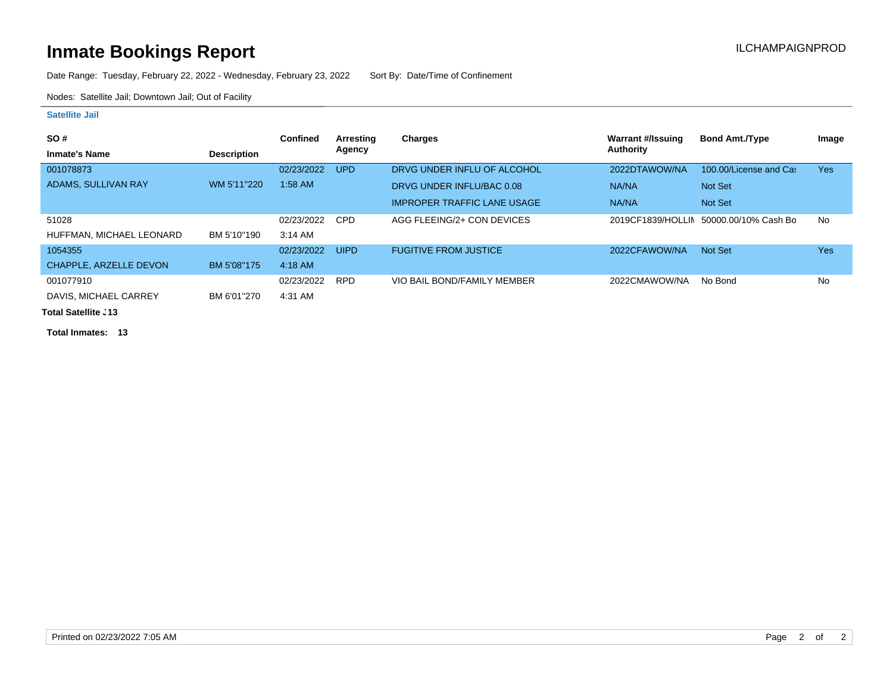# Inmate Bookings Report

ILCHAMPAIGNPROD

Date Range: Tuesday, February 22, 2022 - Wednesday, February 23, 2022    Sort By: Date/Time of Confinement

Nodes: Satellite Jail; Downtown Jail; Out of Facility

**Satellite Jail**

| SO # / Inmate's Name | Description | Confined | Arresting Agency | Charges | Warrant #/Issuing Authority | Bond Amt./Type | Image |
|---|---|---|---|---|---|---|---|
| 001078873 ADAMS, SULLIVAN RAY | WM 5'11"220 | 02/23/2022 1:58 AM | UPD | DRVG UNDER INFLU OF ALCOHOL | 2022DTAWOW/NA | 100.00/License and Ca: | Yes |
| | | | | DRVG UNDER INFLU/BAC 0.08 | NA/NA | Not Set | |
| | | | | IMPROPER TRAFFIC LANE USAGE | NA/NA | Not Set | |
| 51028 HUFFMAN, MICHAEL LEONARD | BM 5'10"190 | 02/23/2022 3:14 AM | CPD | AGG FLEEING/2+ CON DEVICES | 2019CF1839/HOLLII | 50000.00/10% Cash Bo | No |
| 1054355 CHAPPLE, ARZELLE DEVON | BM 5'08"175 | 02/23/2022 4:18 AM | UIPD | FUGITIVE FROM JUSTICE | 2022CFAWOW/NA | Not Set | Yes |
| 001077910 DAVIS, MICHAEL CARREY | BM 6'01"270 | 02/23/2022 4:31 AM | RPD | VIO BAIL BOND/FAMILY MEMBER | 2022CMAWOW/NA | No Bond | No |

**Total Satellite J 13**

**Total Inmates: 13**

Printed on 02/23/2022 7:05 AM